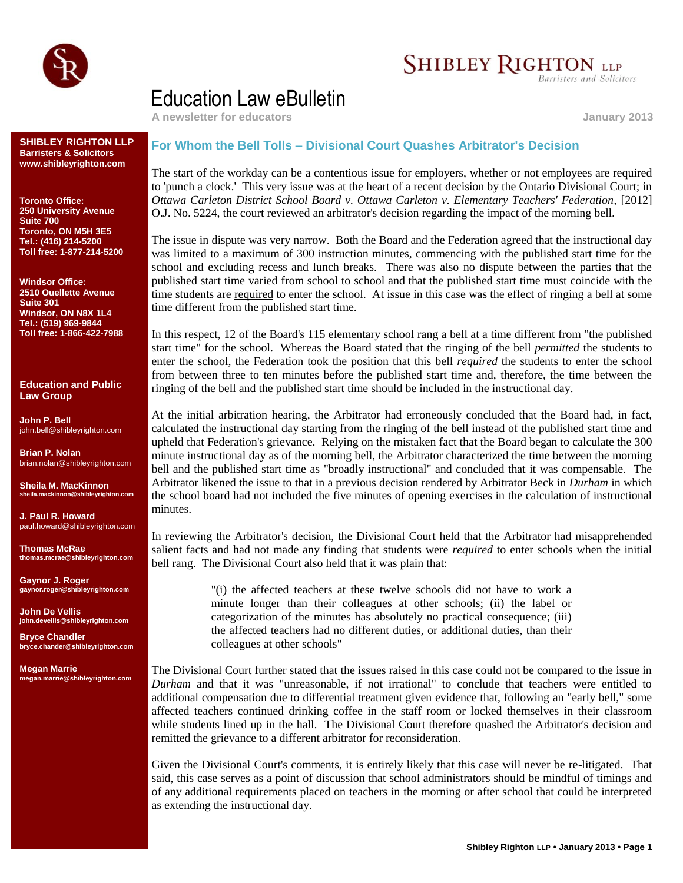# Education Law eBulletin

**A newsletter for educators** — **January 2013**

**SHIBLEY RIGHTON LLP**
**Barristers & Solicitors**
**www.shibleyrighton.com**

**Toronto Office:**
**250 University Avenue**
**Suite 700**
**Toronto, ON M5H 3E5**
**Tel.: (416) 214-5200**
**Toll free: 1-877-214-5200**

**Windsor Office:**
**2510 Ouellette Avenue**
**Suite 301**
**Windsor, ON N8X 1L4**
**Tel.: (519) 969-9844**
**Toll free: 1-866-422-7988**

**Education and Public Law Group**

**John P. Bell**
john.bell@shibleyrighton.com

**Brian P. Nolan**
brian.nolan@shibleyrighton.com

**Sheila M. MacKinnon**
sheila.mackinnon@shibleyrighton.com

**J. Paul R. Howard**
paul.howard@shibleyrighton.com

**Thomas McRae**
thomas.mcrae@shibleyrighton.com

**Gaynor J. Roger**
gaynor.roger@shibleyrighton.com

**John De Vellis**
john.devellis@shibleyrighton.com

**Bryce Chandler**
bryce.chander@shibleyrighton.com

**Megan Marrie**
megan.marrie@shibleyrighton.com

## For Whom the Bell Tolls – Divisional Court Quashes Arbitrator's Decision

The start of the workday can be a contentious issue for employers, whether or not employees are required to 'punch a clock.' This very issue was at the heart of a recent decision by the Ontario Divisional Court; in *Ottawa Carleton District School Board v. Ottawa Carleton v. Elementary Teachers' Federation*, [2012] O.J. No. 5224, the court reviewed an arbitrator's decision regarding the impact of the morning bell.

The issue in dispute was very narrow. Both the Board and the Federation agreed that the instructional day was limited to a maximum of 300 instruction minutes, commencing with the published start time for the school and excluding recess and lunch breaks. There was also no dispute between the parties that the published start time varied from school to school and that the published start time must coincide with the time students are required to enter the school. At issue in this case was the effect of ringing a bell at some time different from the published start time.

In this respect, 12 of the Board's 115 elementary school rang a bell at a time different from "the published start time" for the school. Whereas the Board stated that the ringing of the bell *permitted* the students to enter the school, the Federation took the position that this bell *required* the students to enter the school from between three to ten minutes before the published start time and, therefore, the time between the ringing of the bell and the published start time should be included in the instructional day.

At the initial arbitration hearing, the Arbitrator had erroneously concluded that the Board had, in fact, calculated the instructional day starting from the ringing of the bell instead of the published start time and upheld that Federation's grievance. Relying on the mistaken fact that the Board began to calculate the 300 minute instructional day as of the morning bell, the Arbitrator characterized the time between the morning bell and the published start time as "broadly instructional" and concluded that it was compensable. The Arbitrator likened the issue to that in a previous decision rendered by Arbitrator Beck in *Durham* in which the school board had not included the five minutes of opening exercises in the calculation of instructional minutes.

In reviewing the Arbitrator's decision, the Divisional Court held that the Arbitrator had misapprehended salient facts and had not made any finding that students were *required* to enter schools when the initial bell rang. The Divisional Court also held that it was plain that:

> "(i) the affected teachers at these twelve schools did not have to work a minute longer than their colleagues at other schools; (ii) the label or categorization of the minutes has absolutely no practical consequence; (iii) the affected teachers had no different duties, or additional duties, than their colleagues at other schools"

The Divisional Court further stated that the issues raised in this case could not be compared to the issue in *Durham* and that it was "unreasonable, if not irrational" to conclude that teachers were entitled to additional compensation due to differential treatment given evidence that, following an "early bell," some affected teachers continued drinking coffee in the staff room or locked themselves in their classroom while students lined up in the hall. The Divisional Court therefore quashed the Arbitrator's decision and remitted the grievance to a different arbitrator for reconsideration.

Given the Divisional Court's comments, it is entirely likely that this case will never be re-litigated. That said, this case serves as a point of discussion that school administrators should be mindful of timings and of any additional requirements placed on teachers in the morning or after school that could be interpreted as extending the instructional day.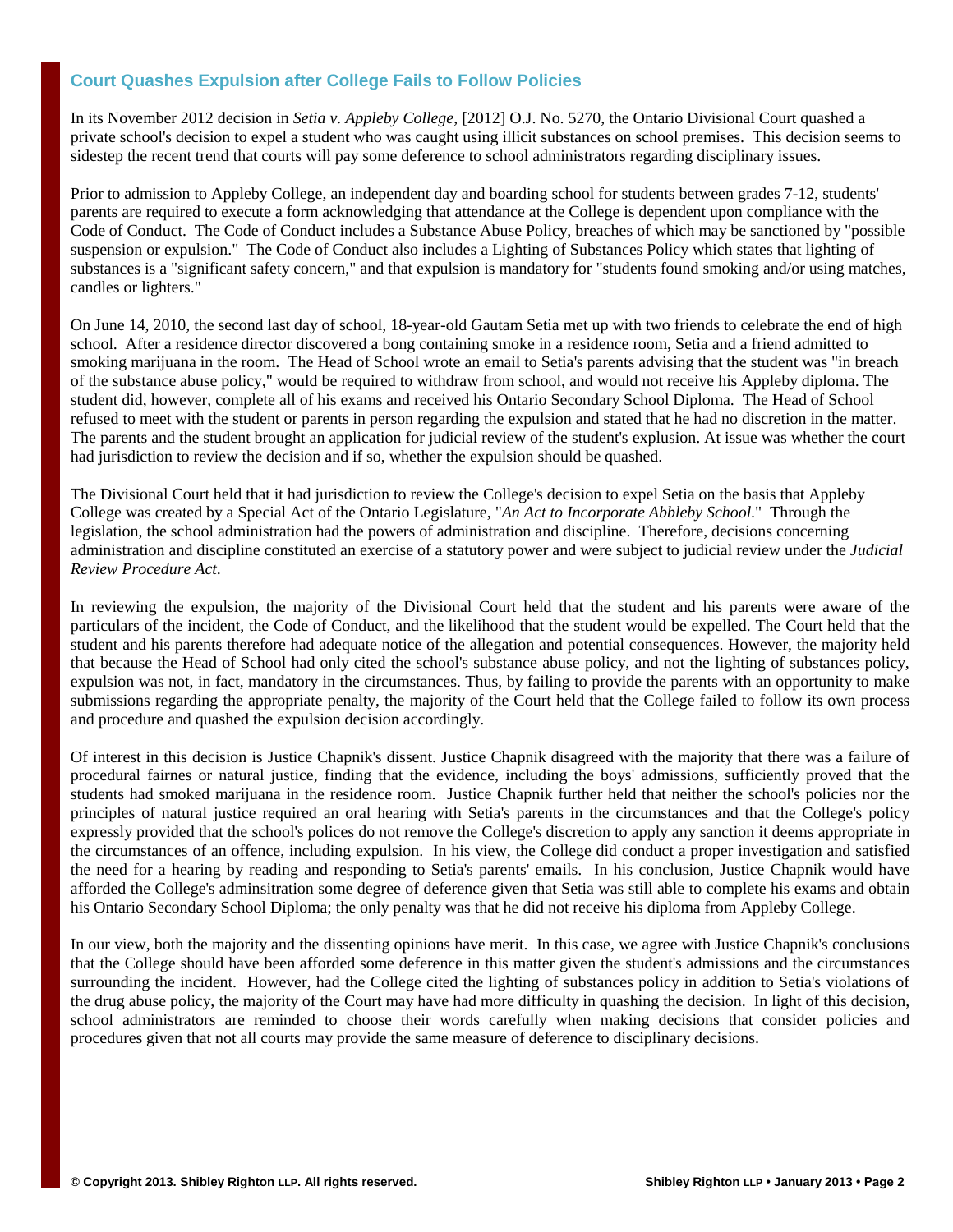## Court Quashes Expulsion after College Fails to Follow Policies

In its November 2012 decision in *Setia v. Appleby College*, [2012] O.J. No. 5270, the Ontario Divisional Court quashed a private school's decision to expel a student who was caught using illicit substances on school premises. This decision seems to sidestep the recent trend that courts will pay some deference to school administrators regarding disciplinary issues.

Prior to admission to Appleby College, an independent day and boarding school for students between grades 7-12, students' parents are required to execute a form acknowledging that attendance at the College is dependent upon compliance with the Code of Conduct. The Code of Conduct includes a Substance Abuse Policy, breaches of which may be sanctioned by "possible suspension or expulsion." The Code of Conduct also includes a Lighting of Substances Policy which states that lighting of substances is a "significant safety concern," and that expulsion is mandatory for "students found smoking and/or using matches, candles or lighters."

On June 14, 2010, the second last day of school, 18-year-old Gautam Setia met up with two friends to celebrate the end of high school. After a residence director discovered a bong containing smoke in a residence room, Setia and a friend admitted to smoking marijuana in the room. The Head of School wrote an email to Setia's parents advising that the student was "in breach of the substance abuse policy," would be required to withdraw from school, and would not receive his Appleby diploma. The student did, however, complete all of his exams and received his Ontario Secondary School Diploma. The Head of School refused to meet with the student or parents in person regarding the expulsion and stated that he had no discretion in the matter. The parents and the student brought an application for judicial review of the student's explusion. At issue was whether the court had jurisdiction to review the decision and if so, whether the expulsion should be quashed.

The Divisional Court held that it had jurisdiction to review the College's decision to expel Setia on the basis that Appleby College was created by a Special Act of the Ontario Legislature, "*An Act to Incorporate Abbleby School*." Through the legislation, the school administration had the powers of administration and discipline. Therefore, decisions concerning administration and discipline constituted an exercise of a statutory power and were subject to judicial review under the *Judicial Review Procedure Act*.

In reviewing the expulsion, the majority of the Divisional Court held that the student and his parents were aware of the particulars of the incident, the Code of Conduct, and the likelihood that the student would be expelled. The Court held that the student and his parents therefore had adequate notice of the allegation and potential consequences. However, the majority held that because the Head of School had only cited the school's substance abuse policy, and not the lighting of substances policy, expulsion was not, in fact, mandatory in the circumstances. Thus, by failing to provide the parents with an opportunity to make submissions regarding the appropriate penalty, the majority of the Court held that the College failed to follow its own process and procedure and quashed the expulsion decision accordingly.

Of interest in this decision is Justice Chapnik's dissent. Justice Chapnik disagreed with the majority that there was a failure of procedural fairnes or natural justice, finding that the evidence, including the boys' admissions, sufficiently proved that the students had smoked marijuana in the residence room. Justice Chapnik further held that neither the school's policies nor the principles of natural justice required an oral hearing with Setia's parents in the circumstances and that the College's policy expressly provided that the school's polices do not remove the College's discretion to apply any sanction it deems appropriate in the circumstances of an offence, including expulsion. In his view, the College did conduct a proper investigation and satisfied the need for a hearing by reading and responding to Setia's parents' emails. In his conclusion, Justice Chapnik would have afforded the College's adminsitration some degree of deference given that Setia was still able to complete his exams and obtain his Ontario Secondary School Diploma; the only penalty was that he did not receive his diploma from Appleby College.

In our view, both the majority and the dissenting opinions have merit. In this case, we agree with Justice Chapnik's conclusions that the College should have been afforded some deference in this matter given the student's admissions and the circumstances surrounding the incident. However, had the College cited the lighting of substances policy in addition to Setia's violations of the drug abuse policy, the majority of the Court may have had more difficulty in quashing the decision. In light of this decision, school administrators are reminded to choose their words carefully when making decisions that consider policies and procedures given that not all courts may provide the same measure of deference to disciplinary decisions.

**© Copyright 2013. Shibley Righton LLP. All rights reserved.**